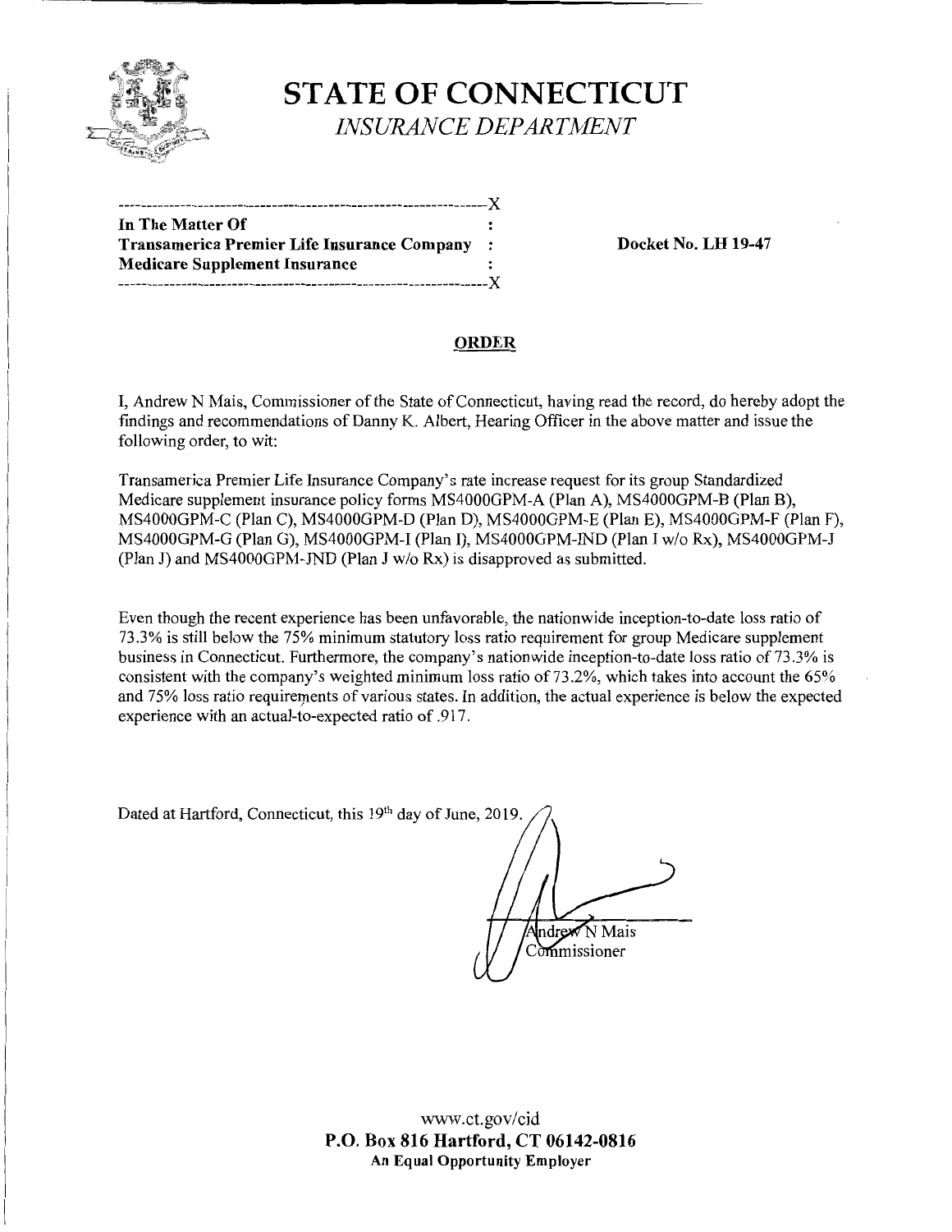# STATE OF CONNECTICUT

*INSURANCE DEPARTMENT*

---------------------------------------------------------------X
**In The Matter Of** :
**Transamerica Premier Life Insurance Company** :
**Medicare Supplement Insurance** :
---------------------------------------------------------------X

**Docket No. LH 19-47**

## ORDER

I, Andrew N Mais, Commissioner of the State of Connecticut, having read the record, do hereby adopt the findings and recommendations of Danny K. Albert, Hearing Officer in the above matter and issue the following order, to wit:

Transamerica Premier Life Insurance Company's rate increase request for its group Standardized Medicare supplement insurance policy forms MS4000GPM-A (Plan A), MS4000GPM-B (Plan B), MS4000GPM-C (Plan C), MS4000GPM-D (Plan D), MS4000GPM-E (Plan E), MS4000GPM-F (Plan F), MS4000GPM-G (Plan G), MS4000GPM-I (Plan I), MS4000GPM-IND (Plan I w/o Rx), MS4000GPM-J (Plan J) and MS4000GPM-JND (Plan J w/o Rx) is disapproved as submitted.

Even though the recent experience has been unfavorable, the nationwide inception-to-date loss ratio of 73.3% is still below the 75% minimum statutory loss ratio requirement for group Medicare supplement business in Connecticut. Furthermore, the company's nationwide inception-to-date loss ratio of 73.3% is consistent with the company's weighted minimum loss ratio of 73.2%, which takes into account the 65% and 75% loss ratio requirements of various states. In addition, the actual experience is below the expected experience with an actual-to-expected ratio of .917.

Dated at Hartford, Connecticut, this 19th day of June, 2019.

Andrew N Mais
Commissioner

www.ct.gov/cid
**P.O. Box 816 Hartford, CT 06142-0816**
**An Equal Opportunity Employer**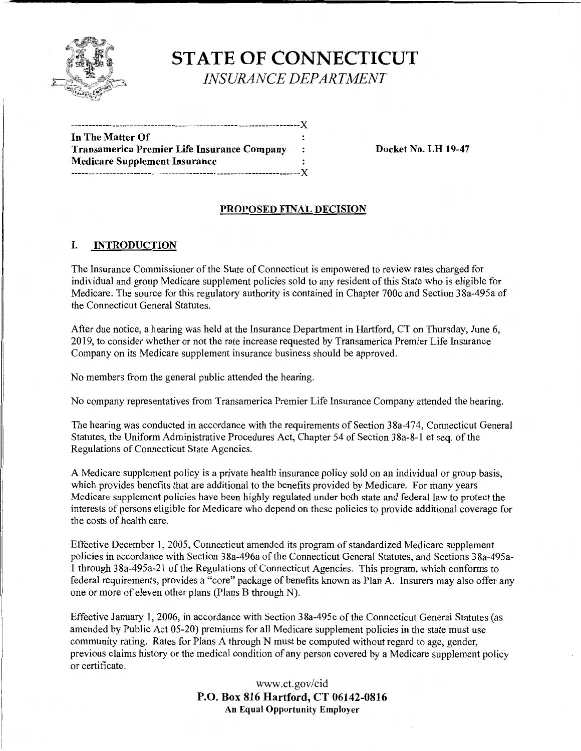# STATE OF CONNECTICUT

*INSURANCE DEPARTMENT*

```
-------------------------------------------------------------------X
In The Matter Of                                    :
Transamerica Premier Life Insurance Company         :
Medicare Supplement Insurance                       :
-------------------------------------------------------------------X
```

**In The Matter Of**
**Transamerica Premier Life Insurance Company**
**Medicare Supplement Insurance**

**Docket No. LH 19-47**

## PROPOSED FINAL DECISION

### I. INTRODUCTION

The Insurance Commissioner of the State of Connecticut is empowered to review rates charged for individual and group Medicare supplement policies sold to any resident of this State who is eligible for Medicare. The source for this regulatory authority is contained in Chapter 700c and Section 38a-495a of the Connecticut General Statutes.

After due notice, a hearing was held at the Insurance Department in Hartford, CT on Thursday, June 6, 2019, to consider whether or not the rate increase requested by Transamerica Premier Life Insurance Company on its Medicare supplement insurance business should be approved.

No members from the general public attended the hearing.

No company representatives from Transamerica Premier Life Insurance Company attended the hearing.

The hearing was conducted in accordance with the requirements of Section 38a-474, Connecticut General Statutes, the Uniform Administrative Procedures Act, Chapter 54 of Section 38a-8-1 et seq. of the Regulations of Connecticut State Agencies.

A Medicare supplement policy is a private health insurance policy sold on an individual or group basis, which provides benefits that are additional to the benefits provided by Medicare. For many years Medicare supplement policies have been highly regulated under both state and federal law to protect the interests of persons eligible for Medicare who depend on these policies to provide additional coverage for the costs of health care.

Effective December 1, 2005, Connecticut amended its program of standardized Medicare supplement policies in accordance with Section 38a-496a of the Connecticut General Statutes, and Sections 38a-495a-1 through 38a-495a-21 of the Regulations of Connecticut Agencies. This program, which conforms to federal requirements, provides a "core" package of benefits known as Plan A. Insurers may also offer any one or more of eleven other plans (Plans B through N).

Effective January 1, 2006, in accordance with Section 38a-495c of the Connecticut General Statutes (as amended by Public Act 05-20) premiums for all Medicare supplement policies in the state must use community rating. Rates for Plans A through N must be computed without regard to age, gender, previous claims history or the medical condition of any person covered by a Medicare supplement policy or certificate.

www.ct.gov/cid
**P.O. Box 816 Hartford, CT 06142-0816**
**An Equal Opportunity Employer**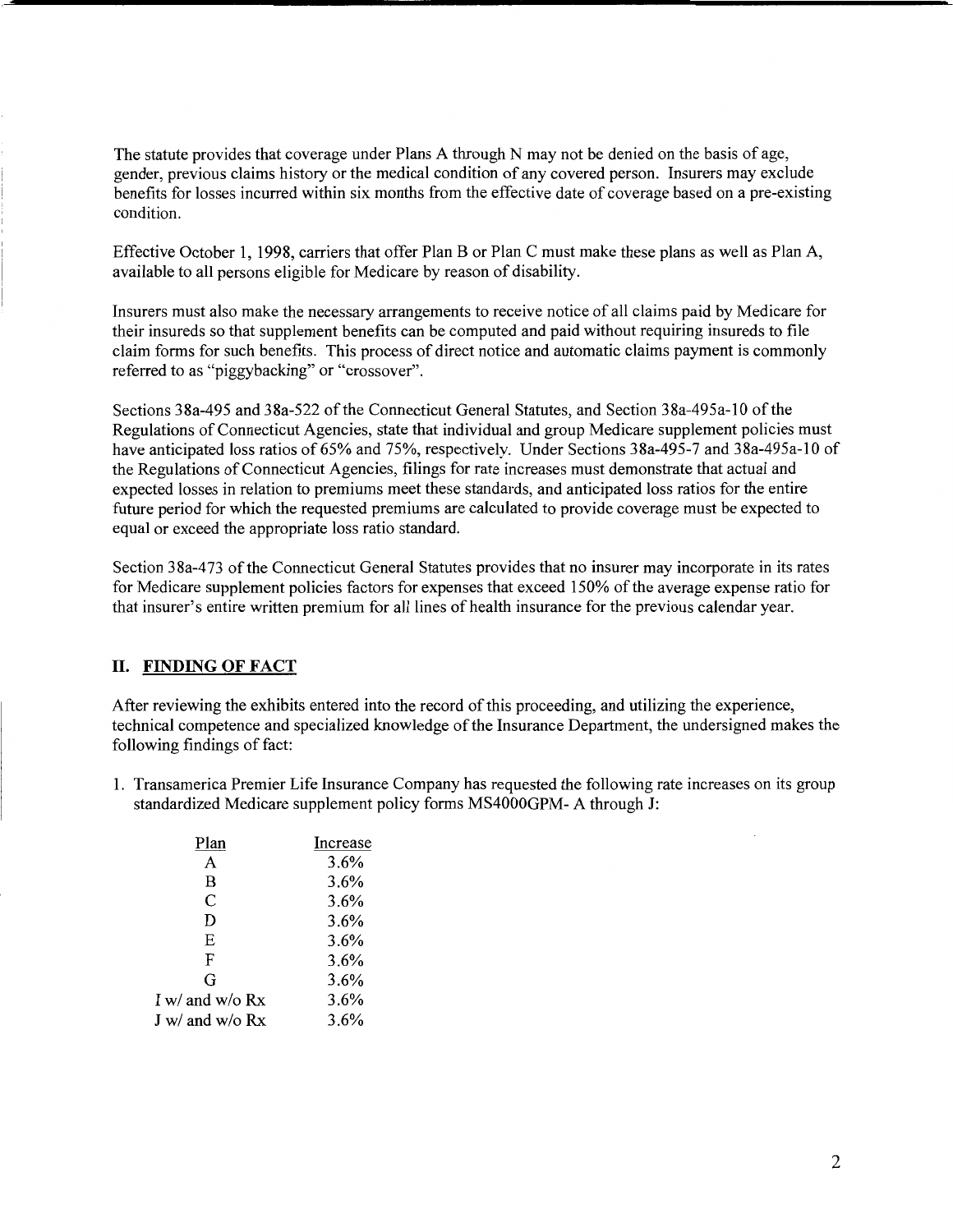The statute provides that coverage under Plans A through N may not be denied on the basis of age, gender, previous claims history or the medical condition of any covered person. Insurers may exclude benefits for losses incurred within six months from the effective date of coverage based on a pre-existing condition.

Effective October 1, 1998, carriers that offer Plan B or Plan C must make these plans as well as Plan A, available to all persons eligible for Medicare by reason of disability.

Insurers must also make the necessary arrangements to receive notice of all claims paid by Medicare for their insureds so that supplement benefits can be computed and paid without requiring insureds to file claim forms for such benefits. This process of direct notice and automatic claims payment is commonly referred to as "piggybacking" or "crossover".

Sections 38a-495 and 38a-522 of the Connecticut General Statutes, and Section 38a-495a-10 of the Regulations of Connecticut Agencies, state that individual and group Medicare supplement policies must have anticipated loss ratios of 65% and 75%, respectively. Under Sections 38a-495-7 and 38a-495a-10 of the Regulations of Connecticut Agencies, filings for rate increases must demonstrate that actual and expected losses in relation to premiums meet these standards, and anticipated loss ratios for the entire future period for which the requested premiums are calculated to provide coverage must be expected to equal or exceed the appropriate loss ratio standard.

Section 38a-473 of the Connecticut General Statutes provides that no insurer may incorporate in its rates for Medicare supplement policies factors for expenses that exceed 150% of the average expense ratio for that insurer's entire written premium for all lines of health insurance for the previous calendar year.

## II. FINDING OF FACT

After reviewing the exhibits entered into the record of this proceeding, and utilizing the experience, technical competence and specialized knowledge of the Insurance Department, the undersigned makes the following findings of fact:

1. Transamerica Premier Life Insurance Company has requested the following rate increases on its group standardized Medicare supplement policy forms MS4000GPM- A through J:

| Plan | Increase |
|---|---|
| A | 3.6% |
| B | 3.6% |
| C | 3.6% |
| D | 3.6% |
| E | 3.6% |
| F | 3.6% |
| G | 3.6% |
| I w/ and w/o Rx | 3.6% |
| J w/ and w/o Rx | 3.6% |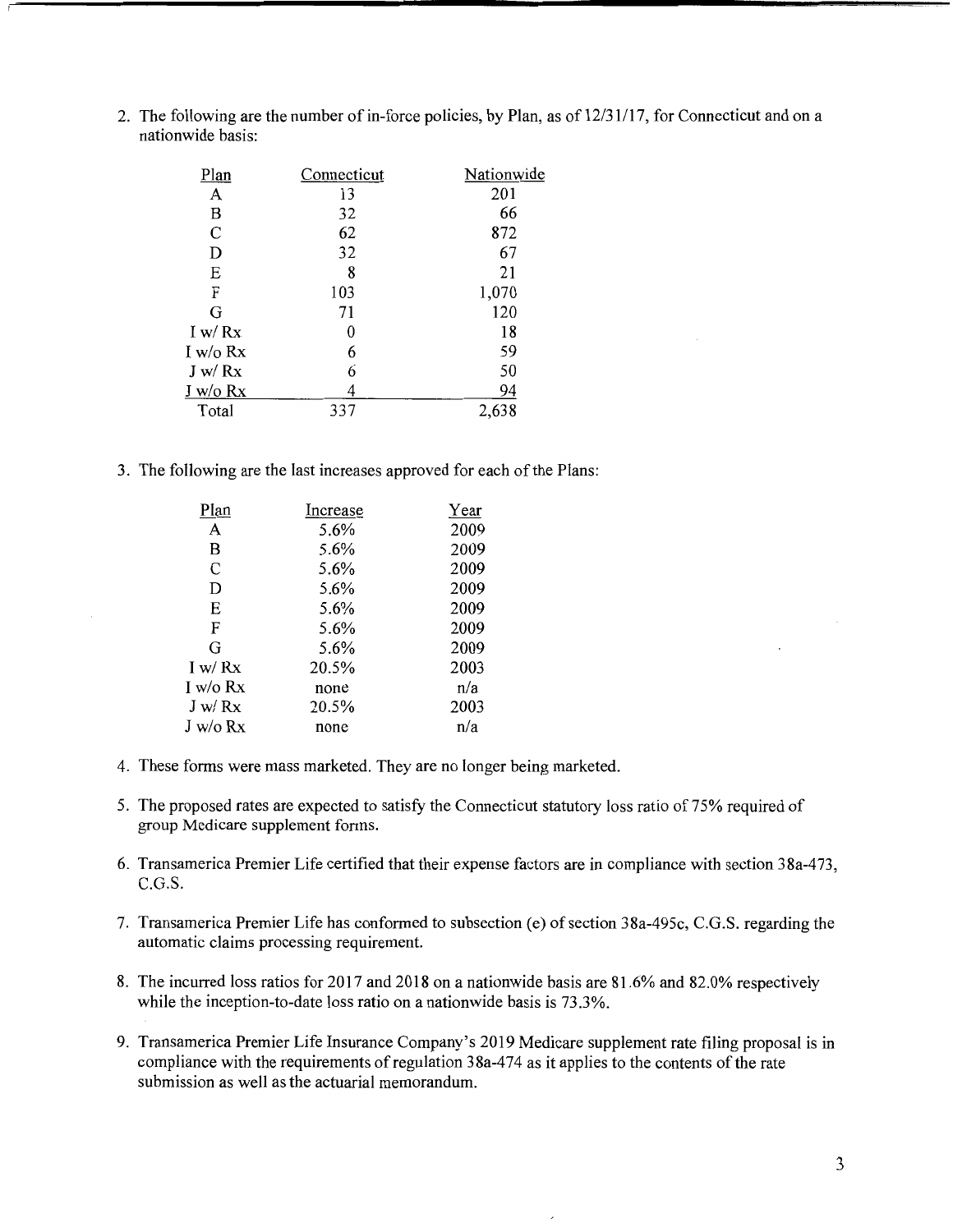2. The following are the number of in-force policies, by Plan, as of 12/31/17, for Connecticut and on a nationwide basis:

| Plan | Connecticut | Nationwide |
|---|---|---|
| A | 13 | 201 |
| B | 32 | 66 |
| C | 62 | 872 |
| D | 32 | 67 |
| E | 8 | 21 |
| F | 103 | 1,070 |
| G | 71 | 120 |
| I w/ Rx | 0 | 18 |
| I w/o Rx | 6 | 59 |
| J w/ Rx | 6 | 50 |
| J w/o Rx | 4 | 94 |
| Total | 337 | 2,638 |

3. The following are the last increases approved for each of the Plans:

| Plan | Increase | Year |
|---|---|---|
| A | 5.6% | 2009 |
| B | 5.6% | 2009 |
| C | 5.6% | 2009 |
| D | 5.6% | 2009 |
| E | 5.6% | 2009 |
| F | 5.6% | 2009 |
| G | 5.6% | 2009 |
| I w/ Rx | 20.5% | 2003 |
| I w/o Rx | none | n/a |
| J w/ Rx | 20.5% | 2003 |
| J w/o Rx | none | n/a |

4. These forms were mass marketed. They are no longer being marketed.

5. The proposed rates are expected to satisfy the Connecticut statutory loss ratio of 75% required of group Medicare supplement forms.

6. Transamerica Premier Life certified that their expense factors are in compliance with section 38a-473, C.G.S.

7. Transamerica Premier Life has conformed to subsection (e) of section 38a-495c, C.G.S. regarding the automatic claims processing requirement.

8. The incurred loss ratios for 2017 and 2018 on a nationwide basis are 81.6% and 82.0% respectively while the inception-to-date loss ratio on a nationwide basis is 73.3%.

9. Transamerica Premier Life Insurance Company's 2019 Medicare supplement rate filing proposal is in compliance with the requirements of regulation 38a-474 as it applies to the contents of the rate submission as well as the actuarial memorandum.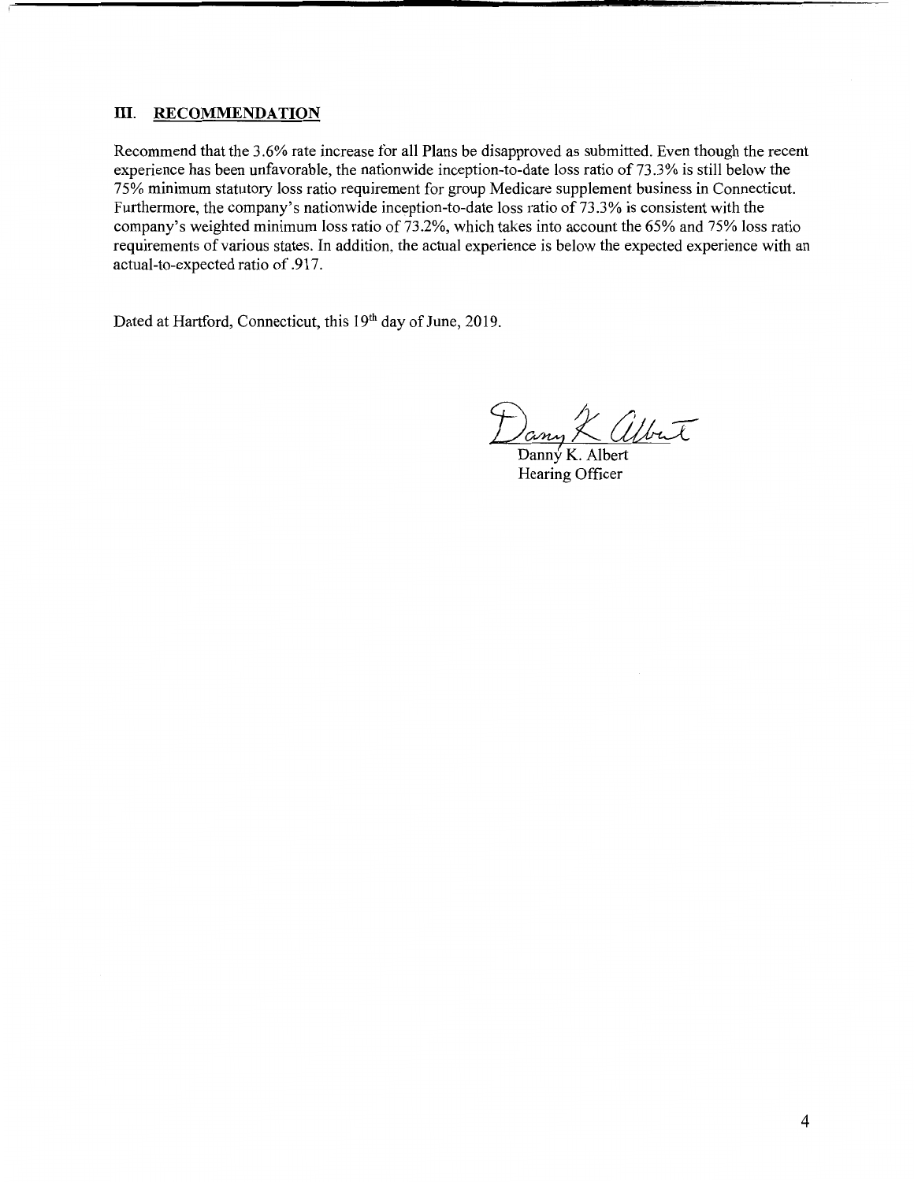## III. RECOMMENDATION

Recommend that the 3.6% rate increase for all Plans be disapproved as submitted. Even though the recent experience has been unfavorable, the nationwide inception-to-date loss ratio of 73.3% is still below the 75% minimum statutory loss ratio requirement for group Medicare supplement business in Connecticut. Furthermore, the company's nationwide inception-to-date loss ratio of 73.3% is consistent with the company's weighted minimum loss ratio of 73.2%, which takes into account the 65% and 75% loss ratio requirements of various states. In addition, the actual experience is below the expected experience with an actual-to-expected ratio of .917.

Dated at Hartford, Connecticut, this 19th day of June, 2019.

Danny K. Albert
Hearing Officer